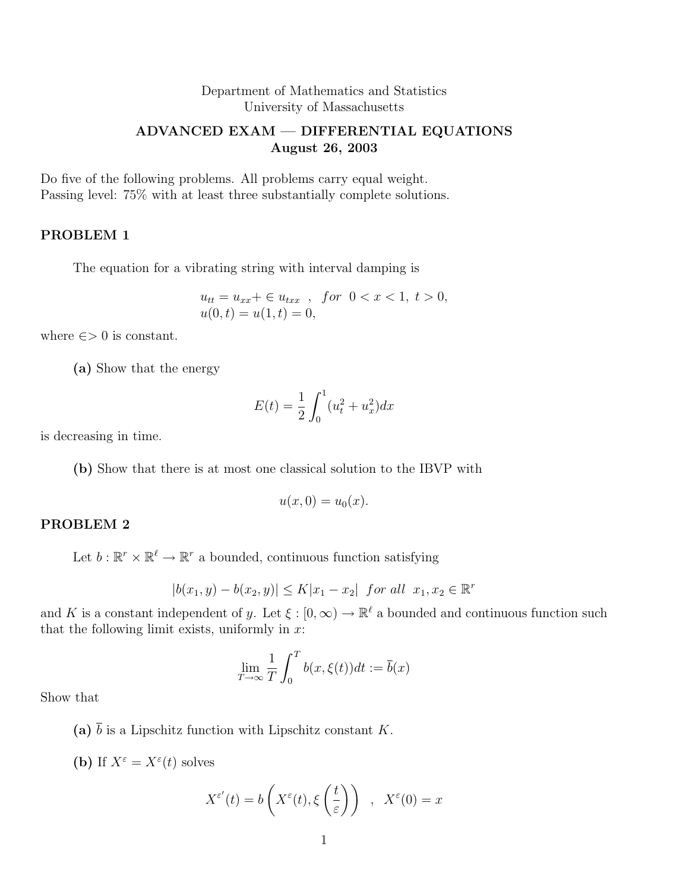Department of Mathematics and Statistics
University of Massachusetts

**ADVANCED EXAM — DIFFERENTIAL EQUATIONS**
**August 26, 2003**

Do five of the following problems. All problems carry equal weight.
Passing level: 75% with at least three substantially complete solutions.

## PROBLEM 1

The equation for a vibrating string with interval damping is

$$u_{tt} = u_{xx} + \in u_{txx} \quad , \quad for \;\; 0 < x < 1, \; t > 0,$$
$$u(0,t) = u(1,t) = 0,$$

where $\in > 0$ is constant.

**(a)** Show that the energy

$$E(t) = \frac{1}{2}\int_0^1 (u_t^2 + u_x^2)dx$$

is decreasing in time.

**(b)** Show that there is at most one classical solution to the IBVP with

$$u(x,0) = u_0(x).$$

## PROBLEM 2

Let $b : \mathbb{R}^r \times \mathbb{R}^\ell \to \mathbb{R}^r$ a bounded, continuous function satisfying

$$|b(x_1, y) - b(x_2, y)| \le K|x_1 - x_2| \;\; for \; all \;\; x_1, x_2 \in \mathbb{R}^r$$

and $K$ is a constant independent of $y$. Let $\xi : [0, \infty) \to \mathbb{R}^\ell$ a bounded and continuous function such that the following limit exists, uniformly in $x$:

$$\lim_{T \to \infty} \frac{1}{T} \int_0^T b(x, \xi(t))dt := \bar{b}(x)$$

Show that

**(a)** $\bar{b}$ is a Lipschitz function with Lipschitz constant $K$.

**(b)** If $X^\varepsilon = X^\varepsilon(t)$ solves

$$X^{\varepsilon'}(t) = b\left(X^\varepsilon(t), \xi\left(\frac{t}{\varepsilon}\right)\right) \quad , \quad X^\varepsilon(0) = x$$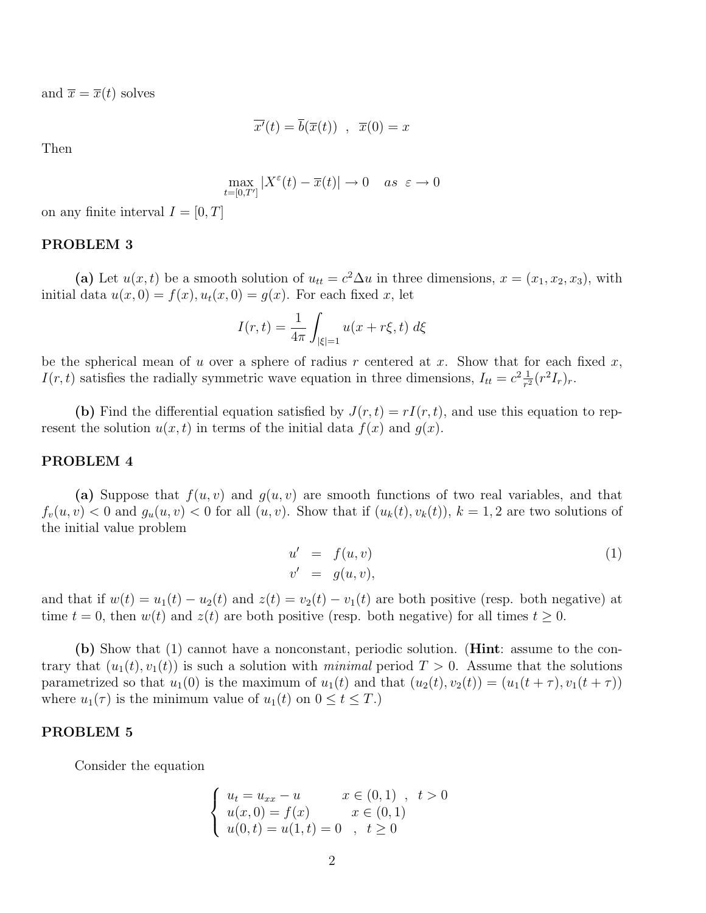and $\overline{x} = \overline{x}(t)$ solves

$$\overline{x'}(t) = \overline{b}(\overline{x}(t)) \quad , \quad \overline{x}(0) = x$$

Then

$$\max_{t=[0,T']} |X^{\varepsilon}(t) - \overline{x}(t)| \to 0 \quad as \ \ \varepsilon \to 0$$

on any finite interval $I = [0, T]$

## PROBLEM 3

**(a)** Let $u(x,t)$ be a smooth solution of $u_{tt} = c^2 \Delta u$ in three dimensions, $x = (x_1, x_2, x_3)$, with initial data $u(x,0) = f(x), u_t(x,0) = g(x)$. For each fixed $x$, let

$$I(r,t) = \frac{1}{4\pi} \int_{|\xi|=1} u(x + r\xi, t) \, d\xi$$

be the spherical mean of $u$ over a sphere of radius $r$ centered at $x$. Show that for each fixed $x$, $I(r,t)$ satisfies the radially symmetric wave equation in three dimensions, $I_{tt} = c^2 \frac{1}{r^2}(r^2 I_r)_r$.

**(b)** Find the differential equation satisfied by $J(r,t) = rI(r,t)$, and use this equation to represent the solution $u(x,t)$ in terms of the initial data $f(x)$ and $g(x)$.

## PROBLEM 4

**(a)** Suppose that $f(u,v)$ and $g(u,v)$ are smooth functions of two real variables, and that $f_v(u,v) < 0$ and $g_u(u,v) < 0$ for all $(u,v)$. Show that if $(u_k(t), v_k(t))$, $k = 1,2$ are two solutions of the initial value problem

$$\begin{aligned} u' &= f(u,v) \\ v' &= g(u,v), \end{aligned} \tag{1}$$

and that if $w(t) = u_1(t) - u_2(t)$ and $z(t) = v_2(t) - v_1(t)$ are both positive (resp. both negative) at time $t = 0$, then $w(t)$ and $z(t)$ are both positive (resp. both negative) for all times $t \geq 0$.

**(b)** Show that (1) cannot have a nonconstant, periodic solution. (**Hint**: assume to the contrary that $(u_1(t), v_1(t))$ is such a solution with *minimal* period $T > 0$. Assume that the solutions parametrized so that $u_1(0)$ is the maximum of $u_1(t)$ and that $(u_2(t), v_2(t)) = (u_1(t+\tau), v_1(t+\tau))$ where $u_1(\tau)$ is the minimum value of $u_1(t)$ on $0 \leq t \leq T$.)

## PROBLEM 5

Consider the equation

$$\begin{cases} u_t = u_{xx} - u & x \in (0,1) \ , \ \ t > 0 \\ u(x,0) = f(x) & x \in (0,1) \\ u(0,t) = u(1,t) = 0 \ \ , \ \ t \geq 0 \end{cases}$$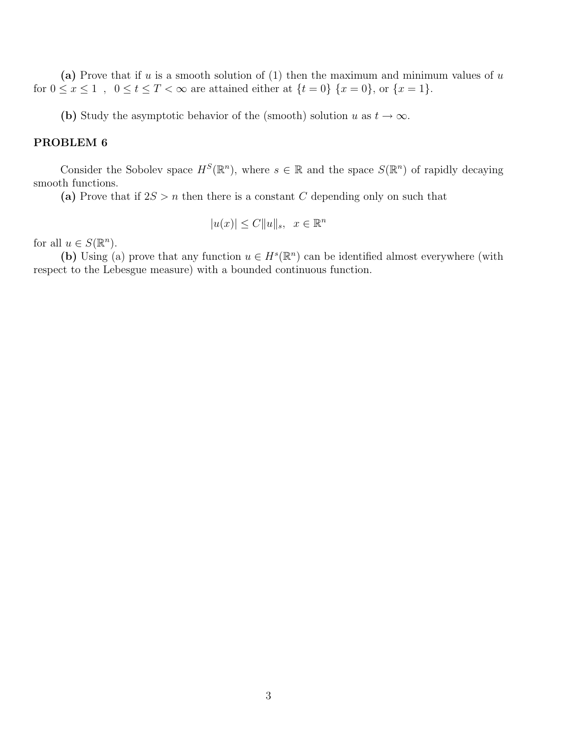**(a)** Prove that if $u$ is a smooth solution of (1) then the maximum and minimum values of $u$ for $0 \leq x \leq 1$ , $0 \leq t \leq T < \infty$ are attained either at $\{t = 0\}$ $\{x = 0\}$, or $\{x = 1\}$.

**(b)** Study the asymptotic behavior of the (smooth) solution $u$ as $t \to \infty$.

## PROBLEM 6

Consider the Sobolev space $H^S(\mathbb{R}^n)$, where $s \in \mathbb{R}$ and the space $S(\mathbb{R}^n)$ of rapidly decaying smooth functions.

**(a)** Prove that if $2S > n$ then there is a constant $C$ depending only on such that

$$|u(x)| \leq C\|u\|_s, \quad x \in \mathbb{R}^n$$

for all $u \in S(\mathbb{R}^n)$.

**(b)** Using (a) prove that any function $u \in H^s(\mathbb{R}^n)$ can be identified almost everywhere (with respect to the Lebesgue measure) with a bounded continuous function.